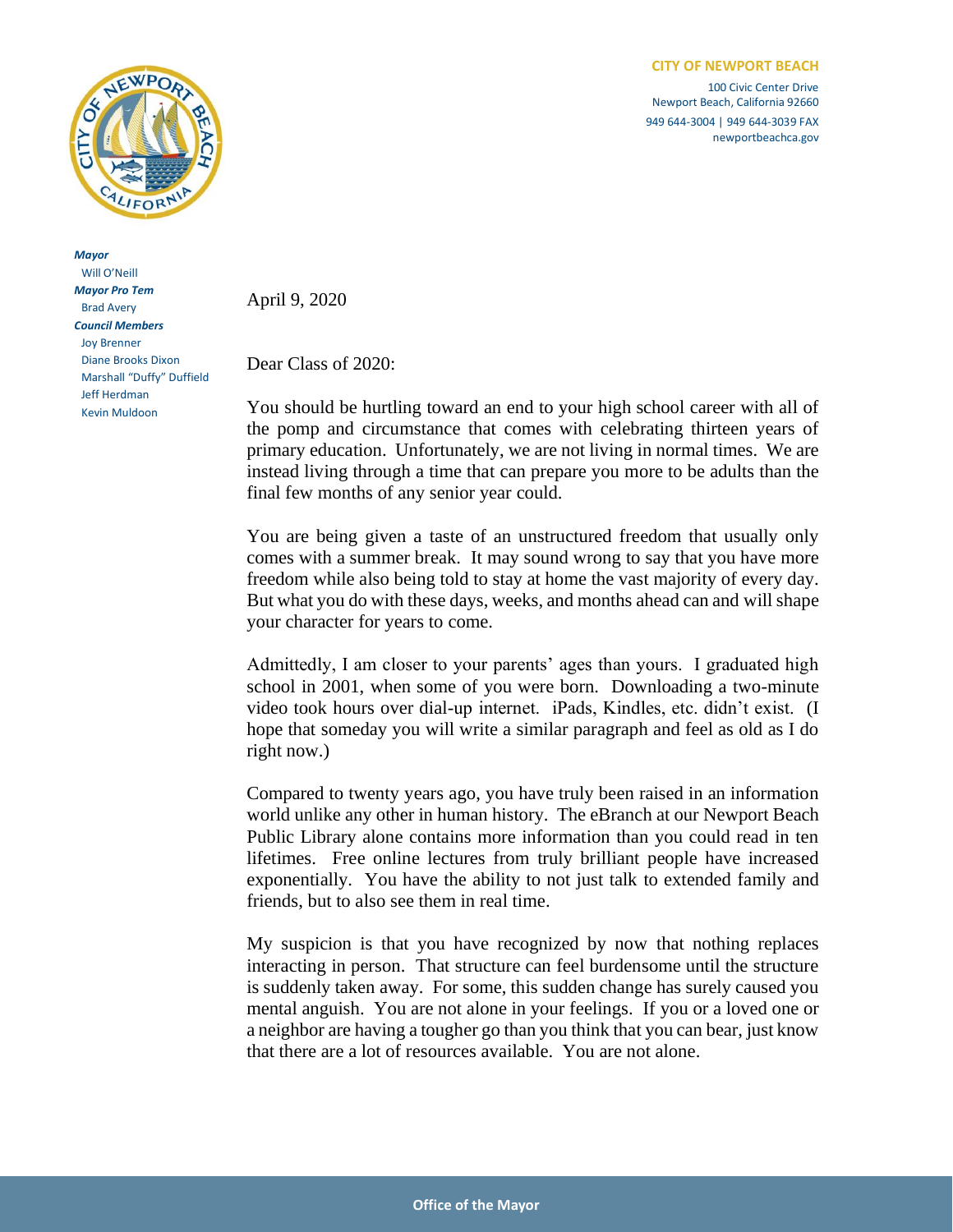**CITY OF NEWPORT BEACH**

100 Civic Center Drive
Newport Beach, California 92660
949 644-3004 | 949 644-3039 FAX
newportbeachca.gov

***Mayor***
Will O'Neill
***Mayor Pro Tem***
Brad Avery
***Council Members***
Joy Brenner
Diane Brooks Dixon
Marshall "Duffy" Duffield
Jeff Herdman
Kevin Muldoon

April 9, 2020

Dear Class of 2020:

You should be hurtling toward an end to your high school career with all of the pomp and circumstance that comes with celebrating thirteen years of primary education. Unfortunately, we are not living in normal times. We are instead living through a time that can prepare you more to be adults than the final few months of any senior year could.

You are being given a taste of an unstructured freedom that usually only comes with a summer break. It may sound wrong to say that you have more freedom while also being told to stay at home the vast majority of every day. But what you do with these days, weeks, and months ahead can and will shape your character for years to come.

Admittedly, I am closer to your parents' ages than yours. I graduated high school in 2001, when some of you were born. Downloading a two-minute video took hours over dial-up internet. iPads, Kindles, etc. didn't exist. (I hope that someday you will write a similar paragraph and feel as old as I do right now.)

Compared to twenty years ago, you have truly been raised in an information world unlike any other in human history. The eBranch at our Newport Beach Public Library alone contains more information than you could read in ten lifetimes. Free online lectures from truly brilliant people have increased exponentially. You have the ability to not just talk to extended family and friends, but to also see them in real time.

My suspicion is that you have recognized by now that nothing replaces interacting in person. That structure can feel burdensome until the structure is suddenly taken away. For some, this sudden change has surely caused you mental anguish. You are not alone in your feelings. If you or a loved one or a neighbor are having a tougher go than you think that you can bear, just know that there are a lot of resources available. You are not alone.

Office of the Mayor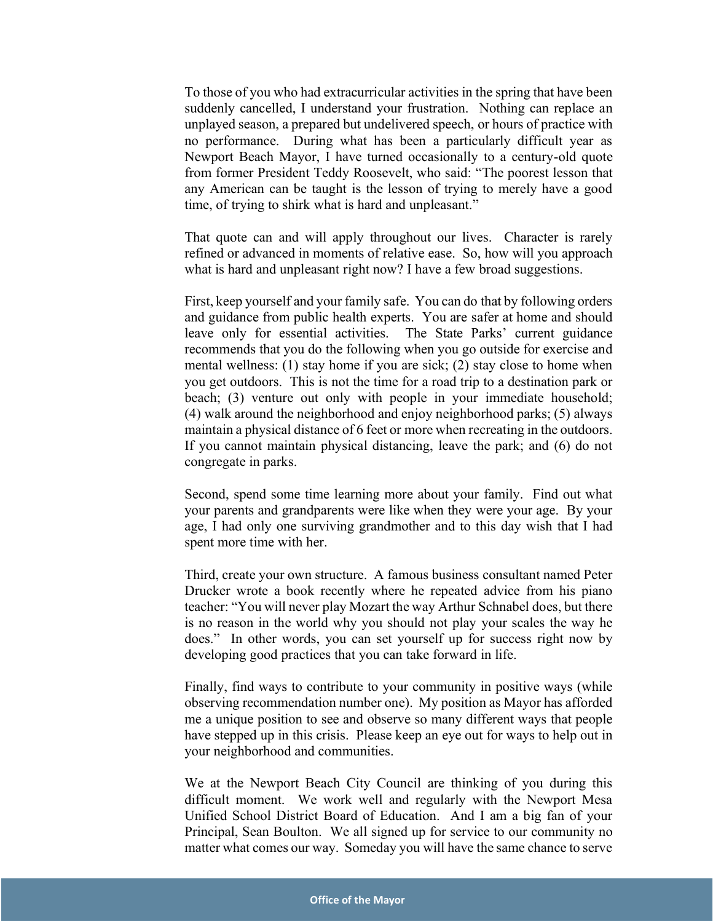To those of you who had extracurricular activities in the spring that have been suddenly cancelled, I understand your frustration. Nothing can replace an unplayed season, a prepared but undelivered speech, or hours of practice with no performance. During what has been a particularly difficult year as Newport Beach Mayor, I have turned occasionally to a century-old quote from former President Teddy Roosevelt, who said: "The poorest lesson that any American can be taught is the lesson of trying to merely have a good time, of trying to shirk what is hard and unpleasant."

That quote can and will apply throughout our lives. Character is rarely refined or advanced in moments of relative ease. So, how will you approach what is hard and unpleasant right now? I have a few broad suggestions.

First, keep yourself and your family safe. You can do that by following orders and guidance from public health experts. You are safer at home and should leave only for essential activities. The State Parks' current guidance recommends that you do the following when you go outside for exercise and mental wellness: (1) stay home if you are sick; (2) stay close to home when you get outdoors. This is not the time for a road trip to a destination park or beach; (3) venture out only with people in your immediate household; (4) walk around the neighborhood and enjoy neighborhood parks; (5) always maintain a physical distance of 6 feet or more when recreating in the outdoors. If you cannot maintain physical distancing, leave the park; and (6) do not congregate in parks.

Second, spend some time learning more about your family. Find out what your parents and grandparents were like when they were your age. By your age, I had only one surviving grandmother and to this day wish that I had spent more time with her.

Third, create your own structure. A famous business consultant named Peter Drucker wrote a book recently where he repeated advice from his piano teacher: "You will never play Mozart the way Arthur Schnabel does, but there is no reason in the world why you should not play your scales the way he does." In other words, you can set yourself up for success right now by developing good practices that you can take forward in life.

Finally, find ways to contribute to your community in positive ways (while observing recommendation number one). My position as Mayor has afforded me a unique position to see and observe so many different ways that people have stepped up in this crisis. Please keep an eye out for ways to help out in your neighborhood and communities.

We at the Newport Beach City Council are thinking of you during this difficult moment. We work well and regularly with the Newport Mesa Unified School District Board of Education. And I am a big fan of your Principal, Sean Boulton. We all signed up for service to our community no matter what comes our way. Someday you will have the same chance to serve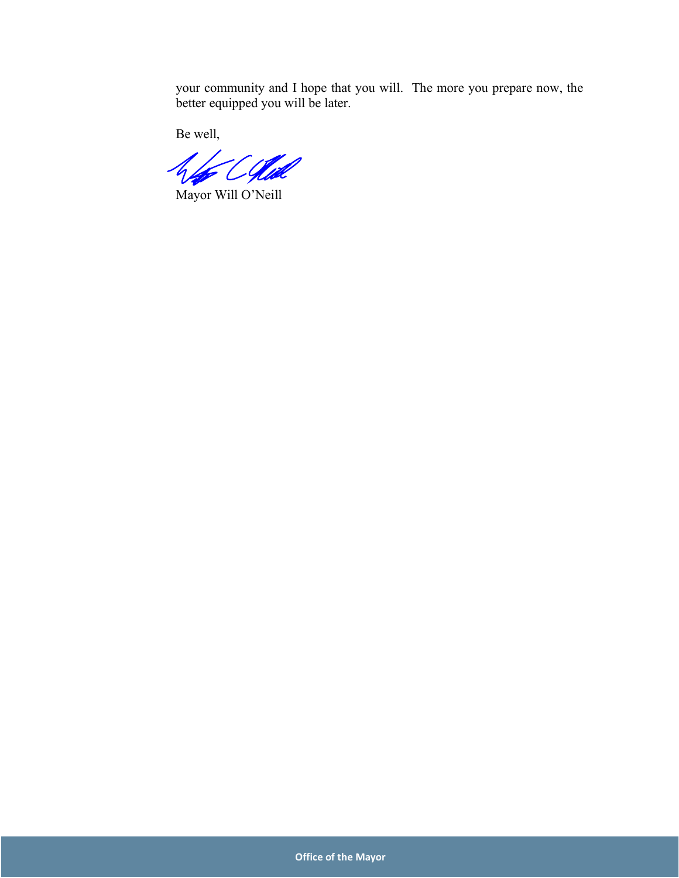your community and I hope that you will. The more you prepare now, the better equipped you will be later.

Be well,

Mayor Will O'Neill